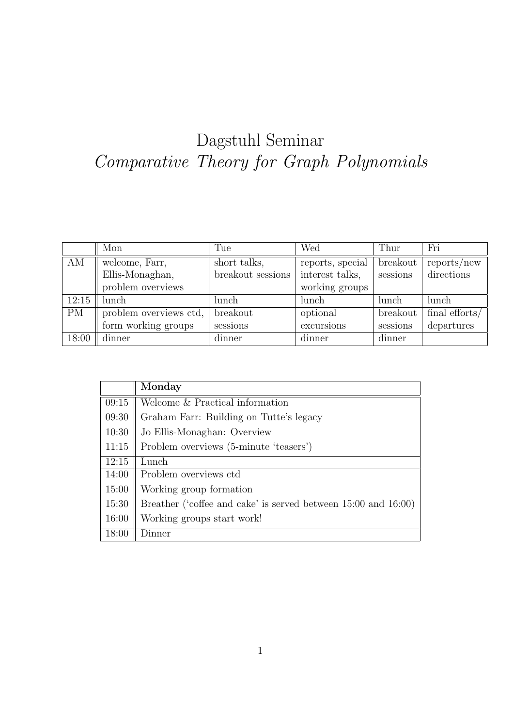# Dagstuhl Seminar

## *Comparative Theory for Graph Polynomials*

| | Mon | Tue | Wed | Thur | Fri |
|---|---|---|---|---|---|
| AM | welcome, Farr, Ellis-Monaghan, problem overviews | short talks, breakout sessions | reports, special interest talks, working groups | breakout sessions | reports/new directions |
| 12:15 | lunch | lunch | lunch | lunch | lunch |
| PM | problem overviews ctd, form working groups | breakout sessions | optional excursions | breakout sessions | final efforts/ departures |
| 18:00 | dinner | dinner | dinner | dinner | |

| | **Monday** |
|---|---|
| 09:15 | Welcome & Practical information |
| 09:30 | Graham Farr: Building on Tutte's legacy |
| 10:30 | Jo Ellis-Monaghan: Overview |
| 11:15 | Problem overviews (5-minute 'teasers') |
| 12:15 | Lunch |
| 14:00 | Problem overviews ctd |
| 15:00 | Working group formation |
| 15:30 | Breather ('coffee and cake' is served between 15:00 and 16:00) |
| 16:00 | Working groups start work! |
| 18:00 | Dinner |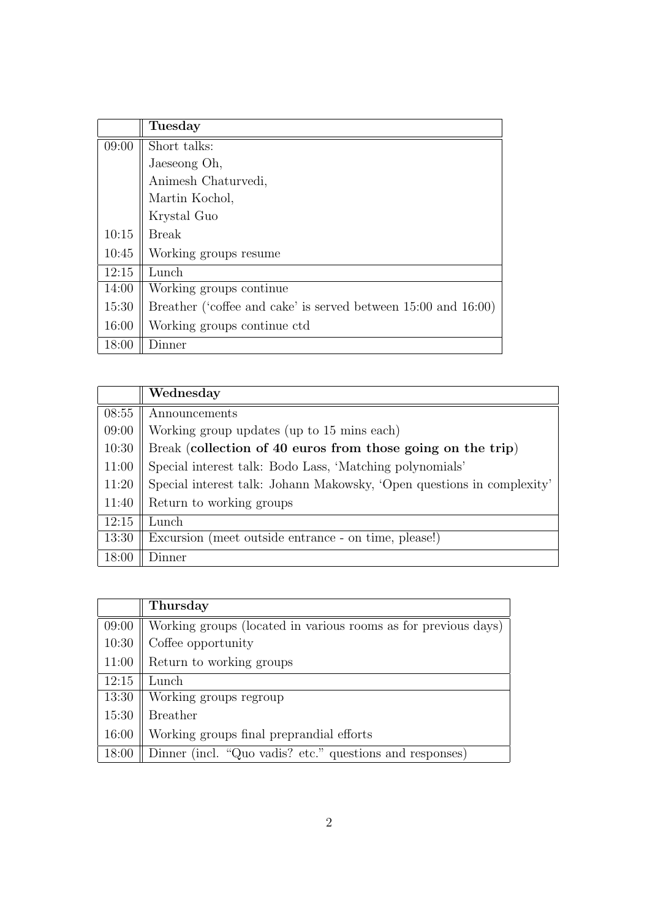| | **Tuesday** |
|---|---|
| 09:00 | Short talks: |
| | Jaeseong Oh, |
| | Animesh Chaturvedi, |
| | Martin Kochol, |
| | Krystal Guo |
| 10:15 | Break |
| 10:45 | Working groups resume |
| 12:15 | Lunch |
| 14:00 | Working groups continue |
| 15:30 | Breather ('coffee and cake' is served between 15:00 and 16:00) |
| 16:00 | Working groups continue ctd |
| 18:00 | Dinner |

| | **Wednesday** |
|---|---|
| 08:55 | Announcements |
| 09:00 | Working group updates (up to 15 mins each) |
| 10:30 | Break (**collection of 40 euros from those going on the trip**) |
| 11:00 | Special interest talk: Bodo Lass, 'Matching polynomials' |
| 11:20 | Special interest talk: Johann Makowsky, 'Open questions in complexity' |
| 11:40 | Return to working groups |
| 12:15 | Lunch |
| 13:30 | Excursion (meet outside entrance - on time, please!) |
| 18:00 | Dinner |

| | **Thursday** |
|---|---|
| 09:00 | Working groups (located in various rooms as for previous days) |
| 10:30 | Coffee opportunity |
| 11:00 | Return to working groups |
| 12:15 | Lunch |
| 13:30 | Working groups regroup |
| 15:30 | Breather |
| 16:00 | Working groups final preprandial efforts |
| 18:00 | Dinner (incl. "Quo vadis? etc." questions and responses) |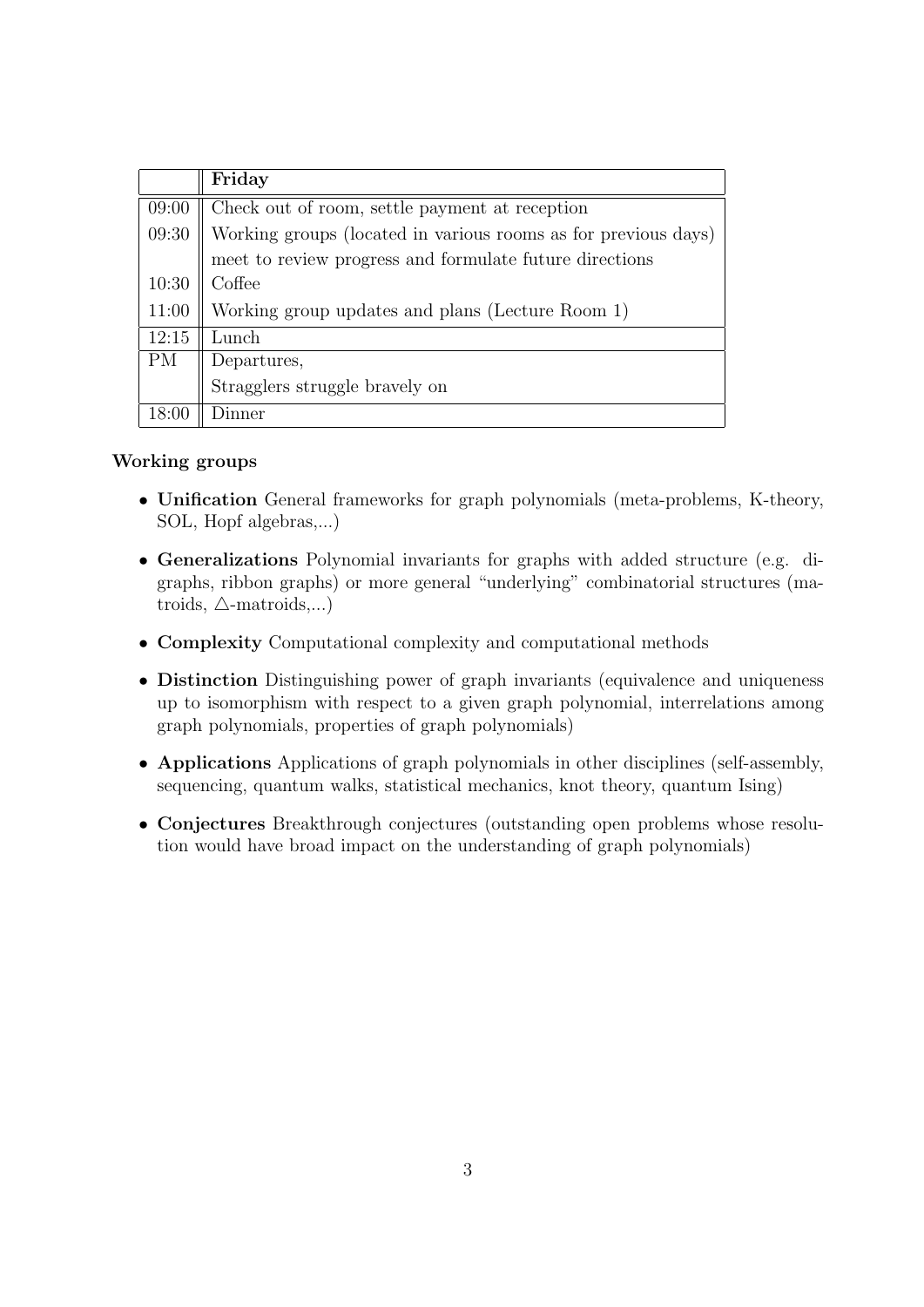| | **Friday** |
|---|---|
| 09:00 | Check out of room, settle payment at reception |
| 09:30 | Working groups (located in various rooms as for previous days) meet to review progress and formulate future directions |
| 10:30 | Coffee |
| 11:00 | Working group updates and plans (Lecture Room 1) |
| 12:15 | Lunch |
| PM | Departures, Stragglers struggle bravely on |
| 18:00 | Dinner |

**Working groups**

- **Unification** General frameworks for graph polynomials (meta-problems, K-theory, SOL, Hopf algebras,...)
- **Generalizations** Polynomial invariants for graphs with added structure (e.g. digraphs, ribbon graphs) or more general "underlying" combinatorial structures (matroids, $\triangle$-matroids,...)
- **Complexity** Computational complexity and computational methods
- **Distinction** Distinguishing power of graph invariants (equivalence and uniqueness up to isomorphism with respect to a given graph polynomial, interrelations among graph polynomials, properties of graph polynomials)
- **Applications** Applications of graph polynomials in other disciplines (self-assembly, sequencing, quantum walks, statistical mechanics, knot theory, quantum Ising)
- **Conjectures** Breakthrough conjectures (outstanding open problems whose resolution would have broad impact on the understanding of graph polynomials)